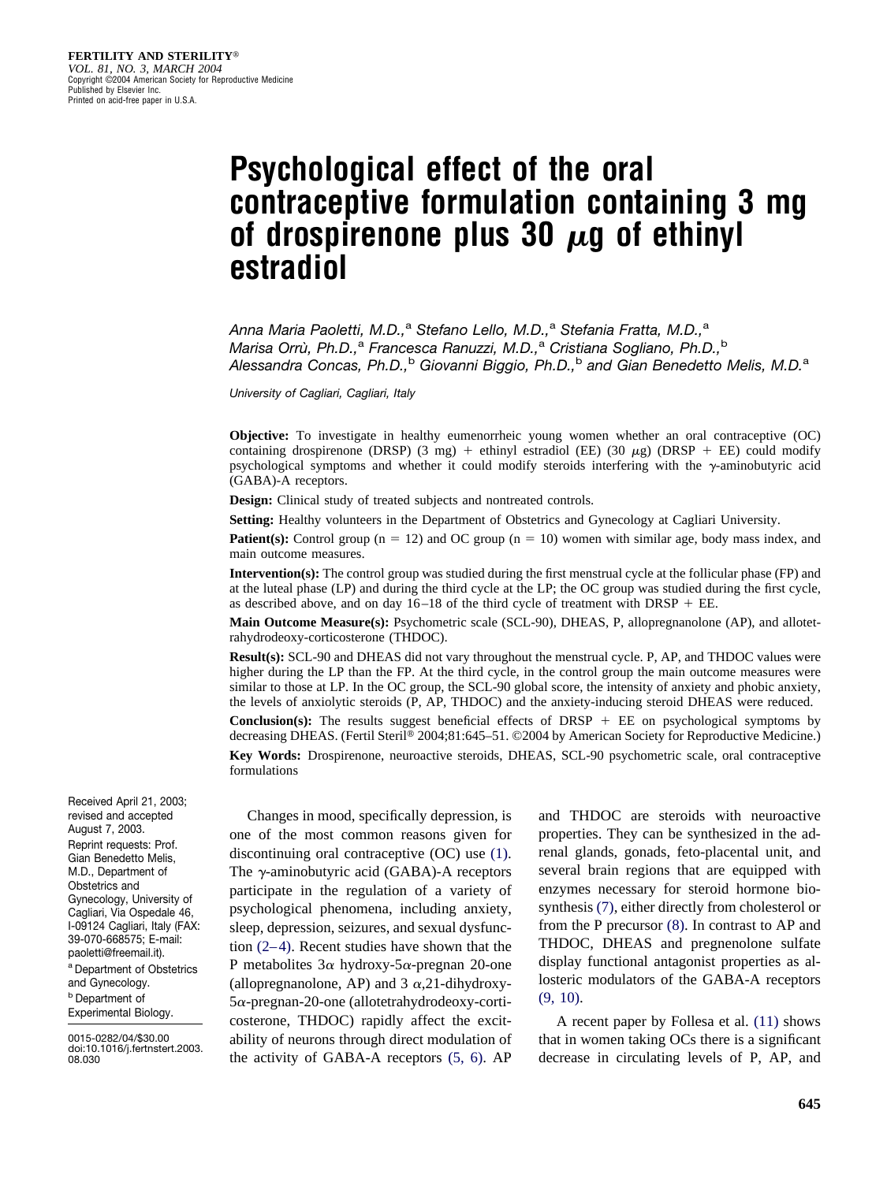# Psychological effect of the oral contraceptive formulation containing 3 mg of drospirenone plus 30 $\mu$g of ethinyl estradiol

*Anna Maria Paoletti, M.D.,[a] Stefano Lello, M.D.,[a] Stefania Fratta, M.D.,[a] Marisa Orrù, Ph.D.,[a] Francesca Ranuzzi, M.D.,[a] Cristiana Sogliano, Ph.D.,[b] Alessandra Concas, Ph.D.,[b] Giovanni Biggio, Ph.D.,[b] and Gian Benedetto Melis, M.D.[a]*

*University of Cagliari, Cagliari, Italy*

**Objective:** To investigate in healthy eumenorrheic young women whether an oral contraceptive (OC) containing drospirenone (DRSP) (3 mg) + ethinyl estradiol (EE) (30 $\mu$g) (DRSP + EE) could modify psychological symptoms and whether it could modify steroids interfering with the $\gamma$-aminobutyric acid (GABA)-A receptors.

**Design:** Clinical study of treated subjects and nontreated controls.

**Setting:** Healthy volunteers in the Department of Obstetrics and Gynecology at Cagliari University.

**Patient(s):** Control group ($n = 12$) and OC group ($n = 10$) women with similar age, body mass index, and main outcome measures.

**Intervention(s):** The control group was studied during the first menstrual cycle at the follicular phase (FP) and at the luteal phase (LP) and during the third cycle at the LP; the OC group was studied during the first cycle, as described above, and on day 16–18 of the third cycle of treatment with DRSP + EE.

**Main Outcome Measure(s):** Psychometric scale (SCL-90), DHEAS, P, allopregnanolone (AP), and allotetrahydrodeoxy-corticosterone (THDOC).

**Result(s):** SCL-90 and DHEAS did not vary throughout the menstrual cycle. P, AP, and THDOC values were higher during the LP than the FP. At the third cycle, in the control group the main outcome measures were similar to those at LP. In the OC group, the SCL-90 global score, the intensity of anxiety and phobic anxiety, the levels of anxiolytic steroids (P, AP, THDOC) and the anxiety-inducing steroid DHEAS were reduced.

**Conclusion(s):** The results suggest beneficial effects of DRSP + EE on psychological symptoms by decreasing DHEAS. (Fertil Steril® 2004;81:645–51. ©2004 by American Society for Reproductive Medicine.)

**Key Words:** Drospirenone, neuroactive steroids, DHEAS, SCL-90 psychometric scale, oral contraceptive formulations

Received April 21, 2003; revised and accepted August 7, 2003.

Reprint requests: Prof. Gian Benedetto Melis, M.D., Department of Obstetrics and Gynecology, University of Cagliari, Via Ospedale 46, I-09124 Cagliari, Italy (FAX: 39-070-668575; E-mail: paoletti@freemail.it).

[a] Department of Obstetrics and Gynecology.

[b] Department of Experimental Biology.

0015-0282/04/$30.00
doi:10.1016/j.fertnstert.2003.08.030

Changes in mood, specifically depression, is one of the most common reasons given for discontinuing oral contraceptive (OC) use (1). The $\gamma$-aminobutyric acid (GABA)-A receptors participate in the regulation of a variety of psychological phenomena, including anxiety, sleep, depression, seizures, and sexual dysfunction (2–4). Recent studies have shown that the P metabolites 3$\alpha$ hydroxy-5$\alpha$-pregnan 20-one (allopregnanolone, AP) and 3 $\alpha$,21-dihydroxy-5$\alpha$-pregnan-20-one (allotetrahydrodeoxy-corticosterone, THDOC) rapidly affect the excitability of neurons through direct modulation of the activity of GABA-A receptors (5, 6). AP and THDOC are steroids with neuroactive properties. They can be synthesized in the adrenal glands, gonads, feto-placental unit, and several brain regions that are equipped with enzymes necessary for steroid hormone biosynthesis (7), either directly from cholesterol or from the P precursor (8). In contrast to AP and THDOC, DHEAS and pregnenolone sulfate display functional antagonist properties as allosteric modulators of the GABA-A receptors (9, 10).

A recent paper by Follesa et al. (11) shows that in women taking OCs there is a significant decrease in circulating levels of P, AP, and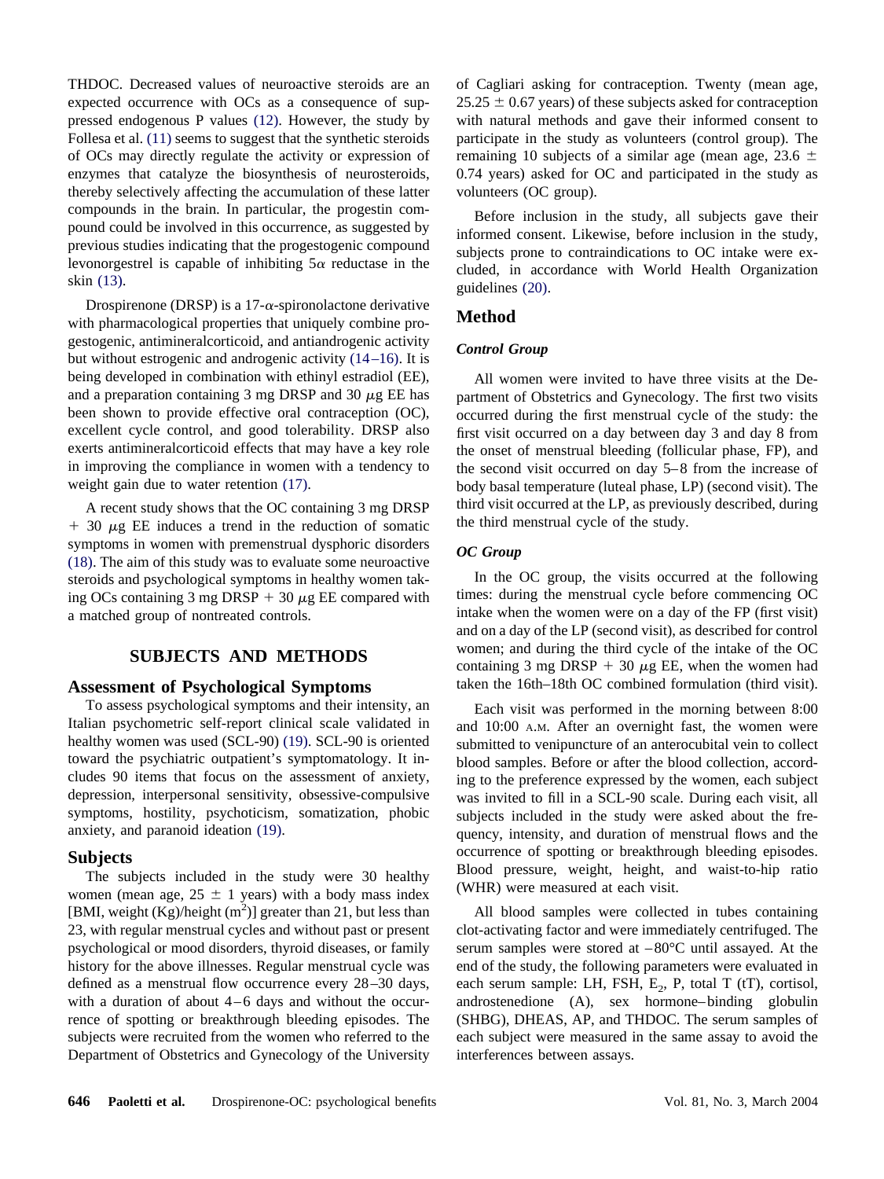THDOC. Decreased values of neuroactive steroids are an expected occurrence with OCs as a consequence of suppressed endogenous P values (12). However, the study by Follesa et al. (11) seems to suggest that the synthetic steroids of OCs may directly regulate the activity or expression of enzymes that catalyze the biosynthesis of neurosteroids, thereby selectively affecting the accumulation of these latter compounds in the brain. In particular, the progestin compound could be involved in this occurrence, as suggested by previous studies indicating that the progestogenic compound levonorgestrel is capable of inhibiting 5$\alpha$ reductase in the skin (13).

Drospirenone (DRSP) is a 17-$\alpha$-spironolactone derivative with pharmacological properties that uniquely combine progestogenic, antimineralcorticoid, and antiandrogenic activity but without estrogenic and androgenic activity (14–16). It is being developed in combination with ethinyl estradiol (EE), and a preparation containing 3 mg DRSP and 30 $\mu$g EE has been shown to provide effective oral contraception (OC), excellent cycle control, and good tolerability. DRSP also exerts antimineralcorticoid effects that may have a key role in improving the compliance in women with a tendency to weight gain due to water retention (17).

A recent study shows that the OC containing 3 mg DRSP + 30 $\mu$g EE induces a trend in the reduction of somatic symptoms in women with premenstrual dysphoric disorders (18). The aim of this study was to evaluate some neuroactive steroids and psychological symptoms in healthy women taking OCs containing 3 mg DRSP + 30 $\mu$g EE compared with a matched group of nontreated controls.

## SUBJECTS AND METHODS

### Assessment of Psychological Symptoms

To assess psychological symptoms and their intensity, an Italian psychometric self-report clinical scale validated in healthy women was used (SCL-90) (19). SCL-90 is oriented toward the psychiatric outpatient's symptomatology. It includes 90 items that focus on the assessment of anxiety, depression, interpersonal sensitivity, obsessive-compulsive symptoms, hostility, psychoticism, somatization, phobic anxiety, and paranoid ideation (19).

### Subjects

The subjects included in the study were 30 healthy women (mean age, 25 ± 1 years) with a body mass index [BMI, weight (Kg)/height ($m^2$)] greater than 21, but less than 23, with regular menstrual cycles and without past or present psychological or mood disorders, thyroid diseases, or family history for the above illnesses. Regular menstrual cycle was defined as a menstrual flow occurrence every 28–30 days, with a duration of about 4–6 days and without the occurrence of spotting or breakthrough bleeding episodes. The subjects were recruited from the women who referred to the Department of Obstetrics and Gynecology of the University of Cagliari asking for contraception. Twenty (mean age, 25.25 ± 0.67 years) of these subjects asked for contraception with natural methods and gave their informed consent to participate in the study as volunteers (control group). The remaining 10 subjects of a similar age (mean age, 23.6 ± 0.74 years) asked for OC and participated in the study as volunteers (OC group).

Before inclusion in the study, all subjects gave their informed consent. Likewise, before inclusion in the study, subjects prone to contraindications to OC intake were excluded, in accordance with World Health Organization guidelines (20).

## Method

### *Control Group*

All women were invited to have three visits at the Department of Obstetrics and Gynecology. The first two visits occurred during the first menstrual cycle of the study: the first visit occurred on a day between day 3 and day 8 from the onset of menstrual bleeding (follicular phase, FP), and the second visit occurred on day 5–8 from the increase of body basal temperature (luteal phase, LP) (second visit). The third visit occurred at the LP, as previously described, during the third menstrual cycle of the study.

### *OC Group*

In the OC group, the visits occurred at the following times: during the menstrual cycle before commencing OC intake when the women were on a day of the FP (first visit) and on a day of the LP (second visit), as described for control women; and during the third cycle of the intake of the OC containing 3 mg DRSP + 30 $\mu$g EE, when the women had taken the 16th–18th OC combined formulation (third visit).

Each visit was performed in the morning between 8:00 and 10:00 A.M. After an overnight fast, the women were submitted to venipuncture of an anterocubital vein to collect blood samples. Before or after the blood collection, according to the preference expressed by the women, each subject was invited to fill in a SCL-90 scale. During each visit, all subjects included in the study were asked about the frequency, intensity, and duration of menstrual flows and the occurrence of spotting or breakthrough bleeding episodes. Blood pressure, weight, height, and waist-to-hip ratio (WHR) were measured at each visit.

All blood samples were collected in tubes containing clot-activating factor and were immediately centrifuged. The serum samples were stored at –80°C until assayed. At the end of the study, the following parameters were evaluated in each serum sample: LH, FSH, $E_2$, P, total T (tT), cortisol, androstenedione (A), sex hormone–binding globulin (SHBG), DHEAS, AP, and THDOC. The serum samples of each subject were measured in the same assay to avoid the interferences between assays.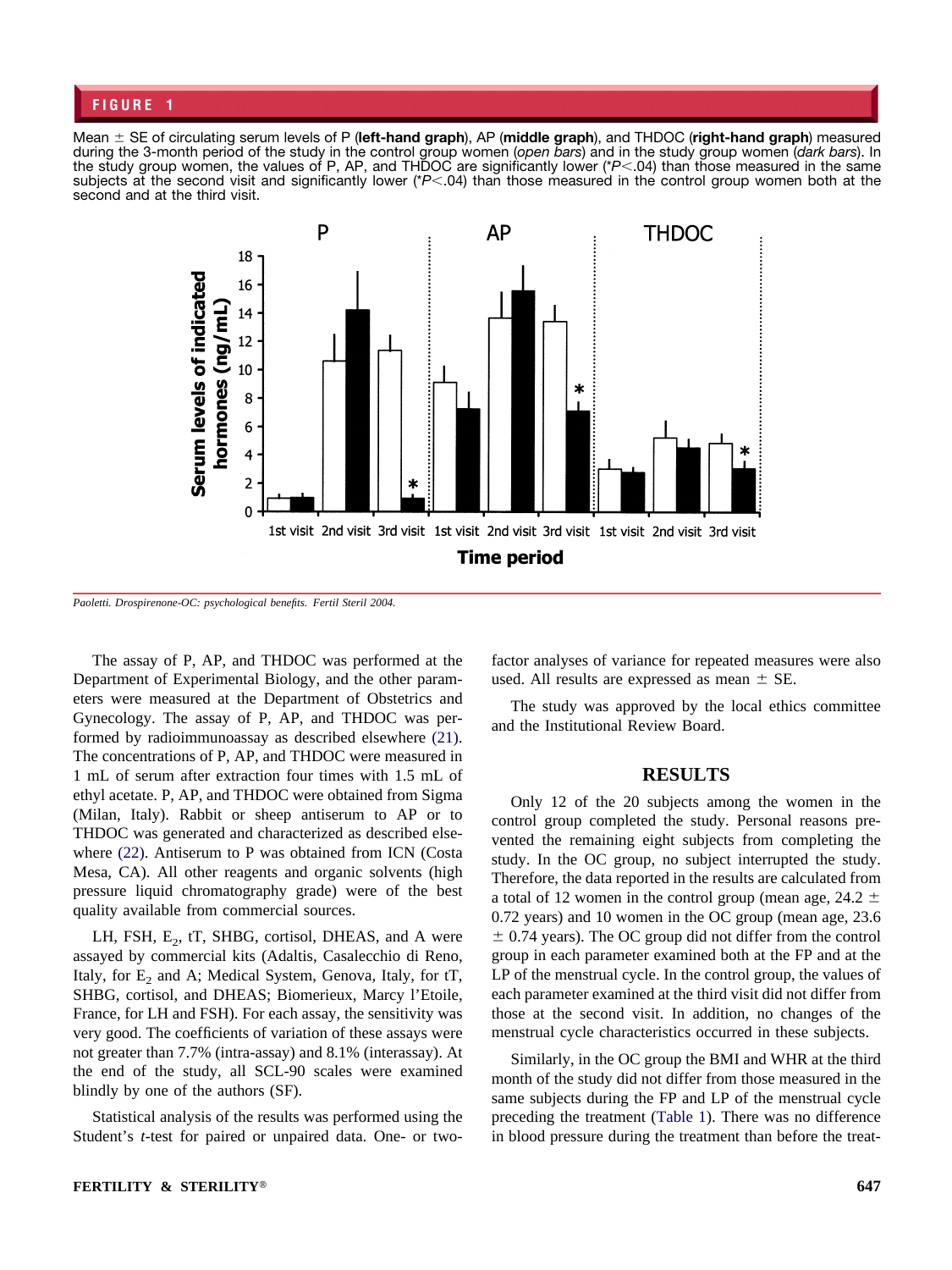**FIGURE 1**

Mean ± SE of circulating serum levels of P (**left-hand graph**), AP (**middle graph**), and THDOC (**right-hand graph**) measured during the 3-month period of the study in the control group women (*open bars*) and in the study group women (*dark bars*). In the study group women, the values of P, AP, and THDOC are significantly lower (*$P<.04$) than those measured in the same subjects at the second visit and significantly lower (*$P<.04$) than those measured in the control group women both at the second and at the third visit.

*Paoletti. Drospirenone-OC: psychological benefits. Fertil Steril 2004.*

The assay of P, AP, and THDOC was performed at the Department of Experimental Biology, and the other parameters were measured at the Department of Obstetrics and Gynecology. The assay of P, AP, and THDOC was performed by radioimmunoassay as described elsewhere (21). The concentrations of P, AP, and THDOC were measured in 1 mL of serum after extraction four times with 1.5 mL of ethyl acetate. P, AP, and THDOC were obtained from Sigma (Milan, Italy). Rabbit or sheep antiserum to AP or to THDOC was generated and characterized as described elsewhere (22). Antiserum to P was obtained from ICN (Costa Mesa, CA). All other reagents and organic solvents (high pressure liquid chromatography grade) were of the best quality available from commercial sources.

LH, FSH, $E_2$, tT, SHBG, cortisol, DHEAS, and A were assayed by commercial kits (Adaltis, Casalecchio di Reno, Italy, for $E_2$ and A; Medical System, Genova, Italy, for tT, SHBG, cortisol, and DHEAS; Biomerieux, Marcy l'Etoile, France, for LH and FSH). For each assay, the sensitivity was very good. The coefficients of variation of these assays were not greater than 7.7% (intra-assay) and 8.1% (interassay). At the end of the study, all SCL-90 scales were examined blindly by one of the authors (SF).

Statistical analysis of the results was performed using the Student's *t*-test for paired or unpaired data. One- or two-factor analyses of variance for repeated measures were also used. All results are expressed as mean ± SE.

The study was approved by the local ethics committee and the Institutional Review Board.

## RESULTS

Only 12 of the 20 subjects among the women in the control group completed the study. Personal reasons prevented the remaining eight subjects from completing the study. In the OC group, no subject interrupted the study. Therefore, the data reported in the results are calculated from a total of 12 women in the control group (mean age, 24.2 ± 0.72 years) and 10 women in the OC group (mean age, 23.6 ± 0.74 years). The OC group did not differ from the control group in each parameter examined both at the FP and at the LP of the menstrual cycle. In the control group, the values of each parameter examined at the third visit did not differ from those at the second visit. In addition, no changes of the menstrual cycle characteristics occurred in these subjects.

Similarly, in the OC group the BMI and WHR at the third month of the study did not differ from those measured in the same subjects during the FP and LP of the menstrual cycle preceding the treatment (Table 1). There was no difference in blood pressure during the treatment than before the treat-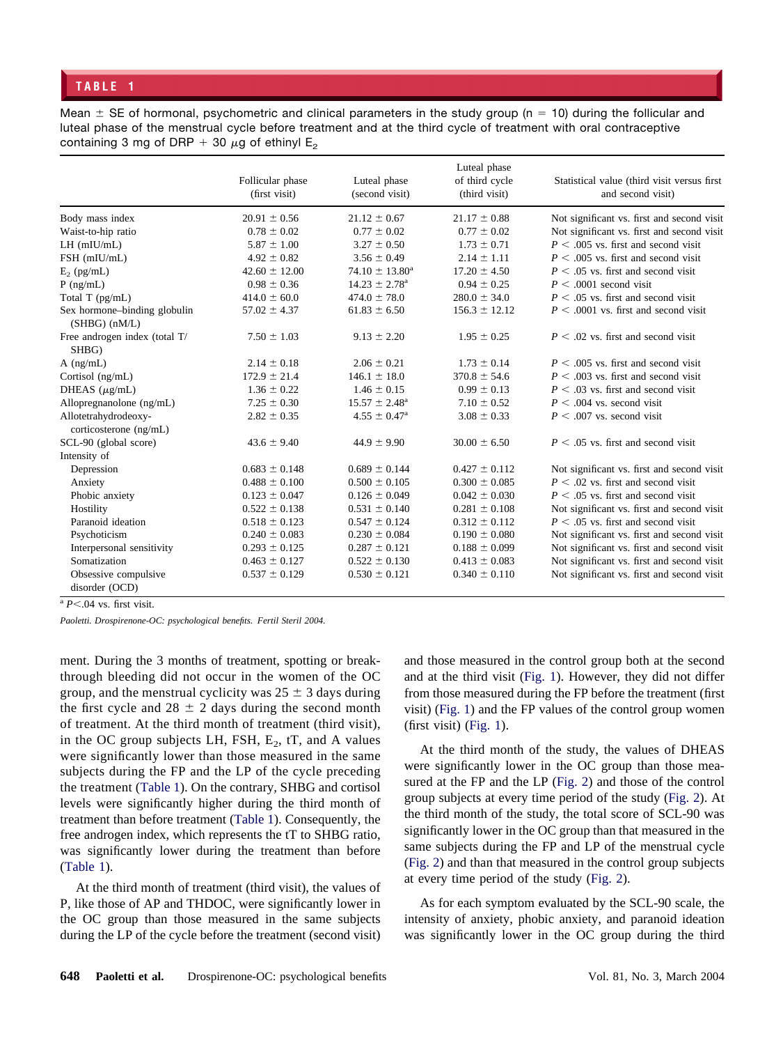**TABLE 1**

Mean ± SE of hormonal, psychometric and clinical parameters in the study group (n = 10) during the follicular and luteal phase of the menstrual cycle before treatment and at the third cycle of treatment with oral contraceptive containing 3 mg of DRP + 30 μg of ethinyl $E_2$

| | Follicular phase (first visit) | Luteal phase (second visit) | Luteal phase of third cycle (third visit) | Statistical value (third visit versus first and second visit) |
|---|---|---|---|---|
| Body mass index | 20.91 ± 0.56 | 21.12 ± 0.67 | 21.17 ± 0.88 | Not significant vs. first and second visit |
| Waist-to-hip ratio | 0.78 ± 0.02 | 0.77 ± 0.02 | 0.77 ± 0.02 | Not significant vs. first and second visit |
| LH (mIU/mL) | 5.87 ± 1.00 | 3.27 ± 0.50 | 1.73 ± 0.71 | $P < .005$ vs. first and second visit |
| FSH (mIU/mL) | 4.92 ± 0.82 | 3.56 ± 0.49 | 2.14 ± 1.11 | $P < .005$ vs. first and second visit |
| $E_2$ (pg/mL) | 42.60 ± 12.00 | 74.10 ± 13.80[a] | 17.20 ± 4.50 | $P < .05$ vs. first and second visit |
| P (ng/mL) | 0.98 ± 0.36 | 14.23 ± 2.78[a] | 0.94 ± 0.25 | $P < .0001$ second visit |
| Total T (pg/mL) | 414.0 ± 60.0 | 474.0 ± 78.0 | 280.0 ± 34.0 | $P < .05$ vs. first and second visit |
| Sex hormone–binding globulin (SHBG) (nM/L) | 57.02 ± 4.37 | 61.83 ± 6.50 | 156.3 ± 12.12 | $P < .0001$ vs. first and second visit |
| Free androgen index (total T/SHBG) | 7.50 ± 1.03 | 9.13 ± 2.20 | 1.95 ± 0.25 | $P < .02$ vs. first and second visit |
| A (ng/mL) | 2.14 ± 0.18 | 2.06 ± 0.21 | 1.73 ± 0.14 | $P < .005$ vs. first and second visit |
| Cortisol (ng/mL) | 172.9 ± 21.4 | 146.1 ± 18.0 | 370.8 ± 54.6 | $P < .003$ vs. first and second visit |
| DHEAS (μg/mL) | 1.36 ± 0.22 | 1.46 ± 0.15 | 0.99 ± 0.13 | $P < .03$ vs. first and second visit |
| Allopregnanolone (ng/mL) | 7.25 ± 0.30 | 15.57 ± 2.48[a] | 7.10 ± 0.52 | $P < .004$ vs. second visit |
| Allotetrahydrodeoxy-corticosterone (ng/mL) | 2.82 ± 0.35 | 4.55 ± 0.47[a] | 3.08 ± 0.33 | $P < .007$ vs. second visit |
| SCL-90 (global score) | 43.6 ± 9.40 | 44.9 ± 9.90 | 30.00 ± 6.50 | $P < .05$ vs. first and second visit |
| Intensity of | | | | |
| Depression | 0.683 ± 0.148 | 0.689 ± 0.144 | 0.427 ± 0.112 | Not significant vs. first and second visit |
| Anxiety | 0.488 ± 0.100 | 0.500 ± 0.105 | 0.300 ± 0.085 | $P < .02$ vs. first and second visit |
| Phobic anxiety | 0.123 ± 0.047 | 0.126 ± 0.049 | 0.042 ± 0.030 | $P < .05$ vs. first and second visit |
| Hostility | 0.522 ± 0.138 | 0.531 ± 0.140 | 0.281 ± 0.108 | Not significant vs. first and second visit |
| Paranoid ideation | 0.518 ± 0.123 | 0.547 ± 0.124 | 0.312 ± 0.112 | $P < .05$ vs. first and second visit |
| Psychoticism | 0.240 ± 0.083 | 0.230 ± 0.084 | 0.190 ± 0.080 | Not significant vs. first and second visit |
| Interpersonal sensitivity | 0.293 ± 0.125 | 0.287 ± 0.121 | 0.188 ± 0.099 | Not significant vs. first and second visit |
| Somatization | 0.463 ± 0.127 | 0.522 ± 0.130 | 0.413 ± 0.083 | Not significant vs. first and second visit |
| Obsessive compulsive disorder (OCD) | 0.537 ± 0.129 | 0.530 ± 0.121 | 0.340 ± 0.110 | Not significant vs. first and second visit |

[a] $P<.04$ vs. first visit.

*Paoletti. Drospirenone-OC: psychological benefits. Fertil Steril 2004.*

ment. During the 3 months of treatment, spotting or breakthrough bleeding did not occur in the women of the OC group, and the menstrual cyclicity was 25 ± 3 days during the first cycle and 28 ± 2 days during the second month of treatment. At the third month of treatment (third visit), in the OC group subjects LH, FSH, $E_2$, tT, and A values were significantly lower than those measured in the same subjects during the FP and the LP of the cycle preceding the treatment (Table 1). On the contrary, SHBG and cortisol levels were significantly higher during the third month of treatment than before treatment (Table 1). Consequently, the free androgen index, which represents the tT to SHBG ratio, was significantly lower during the treatment than before (Table 1).

At the third month of treatment (third visit), the values of P, like those of AP and THDOC, were significantly lower in the OC group than those measured in the same subjects during the LP of the cycle before the treatment (second visit) and those measured in the control group both at the second and at the third visit (Fig. 1). However, they did not differ from those measured during the FP before the treatment (first visit) (Fig. 1) and the FP values of the control group women (first visit) (Fig. 1).

At the third month of the study, the values of DHEAS were significantly lower in the OC group than those measured at the FP and the LP (Fig. 2) and those of the control group subjects at every time period of the study (Fig. 2). At the third month of the study, the total score of SCL-90 was significantly lower in the OC group than that measured in the same subjects during the FP and LP of the menstrual cycle (Fig. 2) and than that measured in the control group subjects at every time period of the study (Fig. 2).

As for each symptom evaluated by the SCL-90 scale, the intensity of anxiety, phobic anxiety, and paranoid ideation was significantly lower in the OC group during the third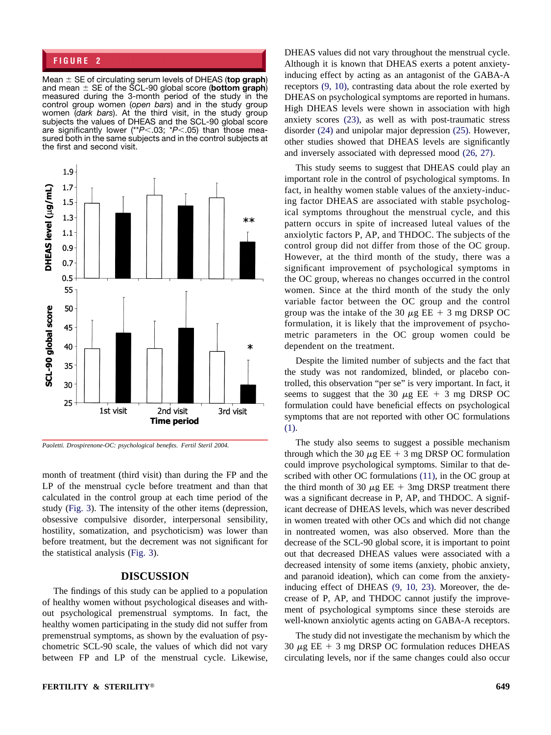**FIGURE 2**

Mean ± SE of circulating serum levels of DHEAS (**top graph**) and mean ± SE of the SCL-90 global score (**bottom graph**) measured during the 3-month period of the study in the control group women (*open bars*) and in the study group women (*dark bars*). At the third visit, in the study group subjects the values of DHEAS and the SCL-90 global score are significantly lower (**$P<.03$; *$P<.05$) than those measured both in the same subjects and in the control subjects at the first and second visit.

*Paoletti. Drospirenone-OC: psychological benefits. Fertil Steril 2004.*

month of treatment (third visit) than during the FP and the LP of the menstrual cycle before treatment and than that calculated in the control group at each time period of the study (Fig. 3). The intensity of the other items (depression, obsessive compulsive disorder, interpersonal sensibility, hostility, somatization, and psychoticism) was lower than before treatment, but the decrement was not significant for the statistical analysis (Fig. 3).

## DISCUSSION

The findings of this study can be applied to a population of healthy women without psychological diseases and without psychological premenstrual symptoms. In fact, the healthy women participating in the study did not suffer from premenstrual symptoms, as shown by the evaluation of psychometric SCL-90 scale, the values of which did not vary between FP and LP of the menstrual cycle. Likewise, DHEAS values did not vary throughout the menstrual cycle. Although it is known that DHEAS exerts a potent anxiety-inducing effect by acting as an antagonist of the GABA-A receptors (9, 10), contrasting data about the role exerted by DHEAS on psychological symptoms are reported in humans. High DHEAS levels were shown in association with high anxiety scores (23), as well as with post-traumatic stress disorder (24) and unipolar major depression (25). However, other studies showed that DHEAS levels are significantly and inversely associated with depressed mood (26, 27).

This study seems to suggest that DHEAS could play an important role in the control of psychological symptoms. In fact, in healthy women stable values of the anxiety-inducing factor DHEAS are associated with stable psychological symptoms throughout the menstrual cycle, and this pattern occurs in spite of increased luteal values of the anxiolytic factors P, AP, and THDOC. The subjects of the control group did not differ from those of the OC group. However, at the third month of the study, there was a significant improvement of psychological symptoms in the OC group, whereas no changes occurred in the control women. Since at the third month of the study the only variable factor between the OC group and the control group was the intake of the 30 $\mu$g EE + 3 mg DRSP OC formulation, it is likely that the improvement of psychometric parameters in the OC group women could be dependent on the treatment.

Despite the limited number of subjects and the fact that the study was not randomized, blinded, or placebo controlled, this observation "per se" is very important. In fact, it seems to suggest that the 30 $\mu$g EE + 3 mg DRSP OC formulation could have beneficial effects on psychological symptoms that are not reported with other OC formulations (1).

The study also seems to suggest a possible mechanism through which the 30 $\mu$g EE + 3 mg DRSP OC formulation could improve psychological symptoms. Similar to that described with other OC formulations (11), in the OC group at the third month of 30 $\mu$g EE + 3mg DRSP treatment there was a significant decrease in P, AP, and THDOC. A significant decrease of DHEAS levels, which was never described in women treated with other OCs and which did not change in nontreated women, was also observed. More than the decrease of the SCL-90 global score, it is important to point out that decreased DHEAS values were associated with a decreased intensity of some items (anxiety, phobic anxiety, and paranoid ideation), which can come from the anxiety-inducing effect of DHEAS (9, 10, 23). Moreover, the decrease of P, AP, and THDOC cannot justify the improvement of psychological symptoms since these steroids are well-known anxiolytic agents acting on GABA-A receptors.

The study did not investigate the mechanism by which the 30 $\mu$g EE + 3 mg DRSP OC formulation reduces DHEAS circulating levels, nor if the same changes could also occur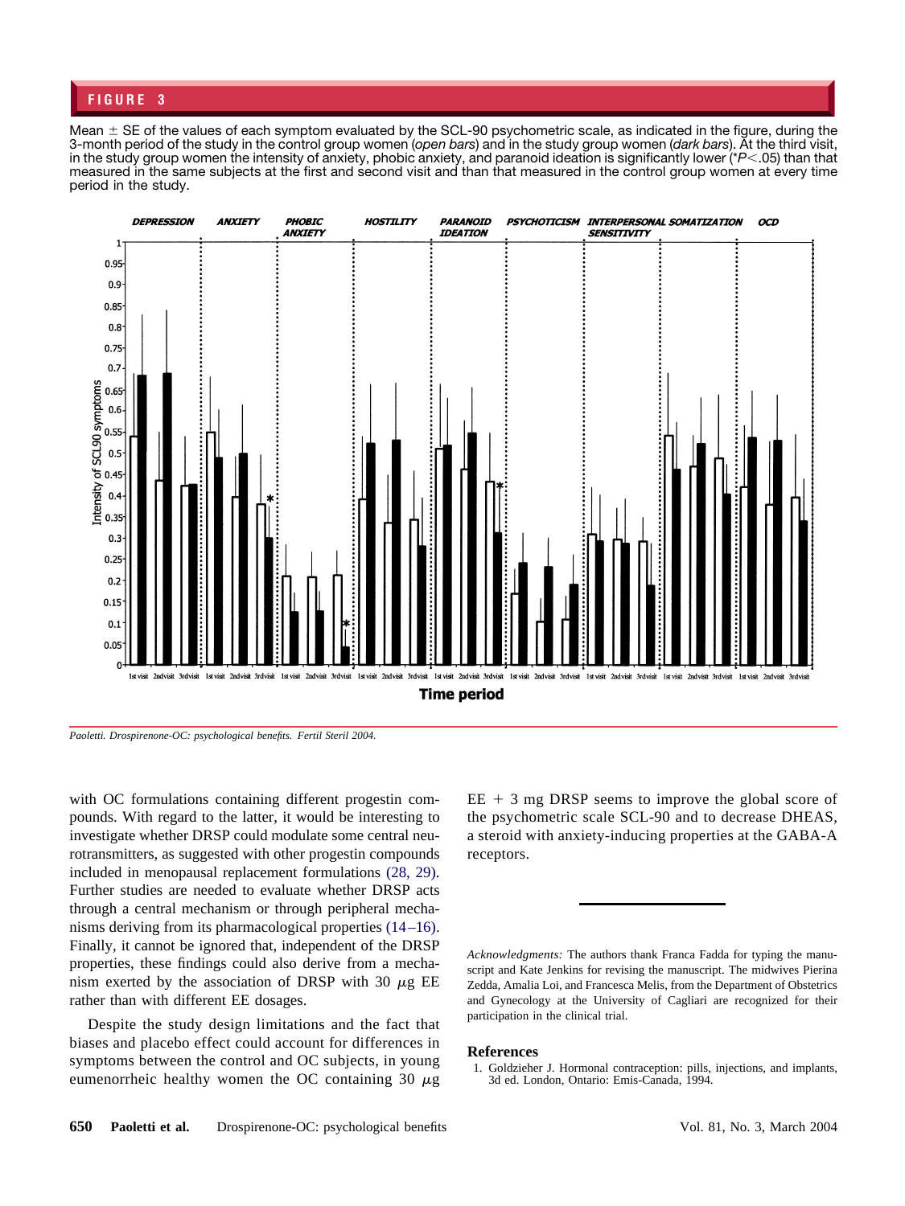**FIGURE 3**

Mean ± SE of the values of each symptom evaluated by the SCL-90 psychometric scale, as indicated in the figure, during the 3-month period of the study in the control group women (*open bars*) and in the study group women (*dark bars*). At the third visit, in the study group women the intensity of anxiety, phobic anxiety, and paranoid ideation is significantly lower (*$P < .05$) than that measured in the same subjects at the first and second visit and than that measured in the control group women at every time period in the study.

*Paoletti. Drospirenone-OC: psychological benefits. Fertil Steril 2004.*

with OC formulations containing different progestin compounds. With regard to the latter, it would be interesting to investigate whether DRSP could modulate some central neurotransmitters, as suggested with other progestin compounds included in menopausal replacement formulations (28, 29). Further studies are needed to evaluate whether DRSP acts through a central mechanism or through peripheral mechanisms deriving from its pharmacological properties (14–16). Finally, it cannot be ignored that, independent of the DRSP properties, these findings could also derive from a mechanism exerted by the association of DRSP with 30 $\mu$g EE rather than with different EE dosages.

Despite the study design limitations and the fact that biases and placebo effect could account for differences in symptoms between the control and OC subjects, in young eumenorrheic healthy women the OC containing 30 $\mu$g EE + 3 mg DRSP seems to improve the global score of the psychometric scale SCL-90 and to decrease DHEAS, a steroid with anxiety-inducing properties at the GABA-A receptors.

*Acknowledgments:* The authors thank Franca Fadda for typing the manuscript and Kate Jenkins for revising the manuscript. The midwives Pierina Zedda, Amalia Loi, and Francesca Melis, from the Department of Obstetrics and Gynecology at the University of Cagliari are recognized for their participation in the clinical trial.

## References

1. Goldzieher J. Hormonal contraception: pills, injections, and implants, 3d ed. London, Ontario: Emis-Canada, 1994.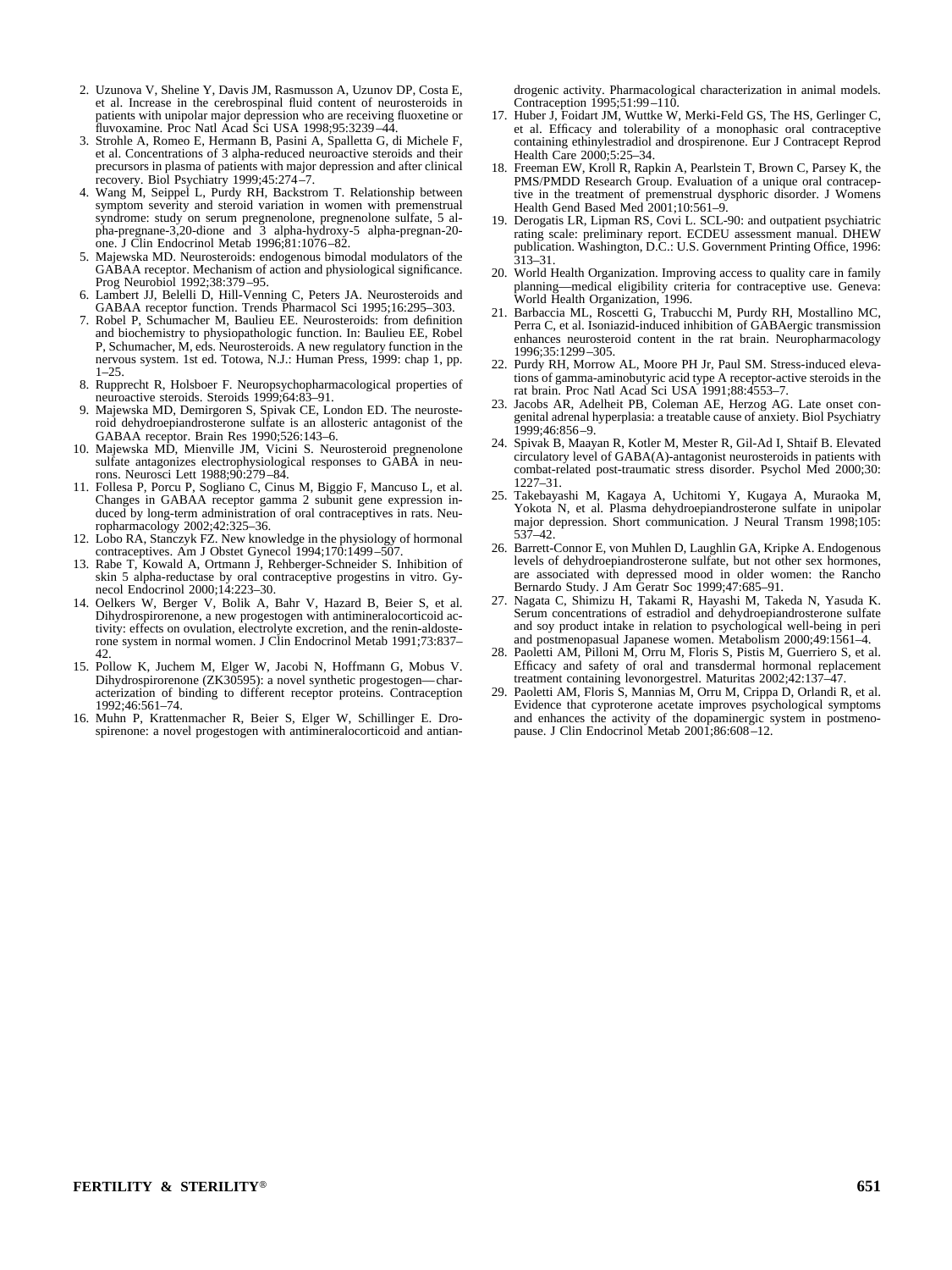2. Uzunova V, Sheline Y, Davis JM, Rasmusson A, Uzunov DP, Costa E, et al. Increase in the cerebrospinal fluid content of neurosteroids in patients with unipolar major depression who are receiving fluoxetine or fluvoxamine. Proc Natl Acad Sci USA 1998;95:3239–44.
3. Strohle A, Romeo E, Hermann B, Pasini A, Spalletta G, di Michele F, et al. Concentrations of 3 alpha-reduced neuroactive steroids and their precursors in plasma of patients with major depression and after clinical recovery. Biol Psychiatry 1999;45:274–7.
4. Wang M, Seippel L, Purdy RH, Backstrom T. Relationship between symptom severity and steroid variation in women with premenstrual syndrome: study on serum pregnenolone, pregnenolone sulfate, 5 alpha-pregnane-3,20-dione and 3 alpha-hydroxy-5 alpha-pregnan-20-one. J Clin Endocrinol Metab 1996;81:1076–82.
5. Majewska MD. Neurosteroids: endogenous bimodal modulators of the GABAA receptor. Mechanism of action and physiological significance. Prog Neurobiol 1992;38:379–95.
6. Lambert JJ, Belelli D, Hill-Venning C, Peters JA. Neurosteroids and GABAA receptor function. Trends Pharmacol Sci 1995;16:295–303.
7. Robel P, Schumacher M, Baulieu EE. Neurosteroids: from definition and biochemistry to physiopathologic function. In: Baulieu EE, Robel P, Schumacher, M, eds. Neurosteroids. A new regulatory function in the nervous system. 1st ed. Totowa, N.J.: Human Press, 1999: chap 1, pp. 1–25.
8. Rupprecht R, Holsboer F. Neuropsychopharmacological properties of neuroactive steroids. Steroids 1999;64:83–91.
9. Majewska MD, Demirgoren S, Spivak CE, London ED. The neurosteroid dehydroepiandrosterone sulfate is an allosteric antagonist of the GABAA receptor. Brain Res 1990;526:143–6.
10. Majewska MD, Mienville JM, Vicini S. Neurosteroid pregnenolone sulfate antagonizes electrophysiological responses to GABA in neurons. Neurosci Lett 1988;90:279–84.
11. Follesa P, Porcu P, Sogliano C, Cinus M, Biggio F, Mancuso L, et al. Changes in GABAA receptor gamma 2 subunit gene expression induced by long-term administration of oral contraceptives in rats. Neuropharmacology 2002;42:325–36.
12. Lobo RA, Stanczyk FZ. New knowledge in the physiology of hormonal contraceptives. Am J Obstet Gynecol 1994;170:1499–507.
13. Rabe T, Kowald A, Ortmann J, Rehberger-Schneider S. Inhibition of skin 5 alpha-reductase by oral contraceptive progestins in vitro. Gynecol Endocrinol 2000;14:223–30.
14. Oelkers W, Berger V, Bolik A, Bahr V, Hazard B, Beier S, et al. Dihydrospirorenone, a new progestogen with antimineralocorticoid activity: effects on ovulation, electrolyte excretion, and the renin-aldosterone system in normal women. J Clin Endocrinol Metab 1991;73:837–42.
15. Pollow K, Juchem M, Elger W, Jacobi N, Hoffmann G, Mobus V. Dihydrospirorenone (ZK30595): a novel synthetic progestogen—characterization of binding to different receptor proteins. Contraception 1992;46:561–74.
16. Muhn P, Krattenmacher R, Beier S, Elger W, Schillinger E. Drospirenone: a novel progestogen with antimineralocorticoid and antiandrogenic activity. Pharmacological characterization in animal models. Contraception 1995;51:99–110.
17. Huber J, Foidart JM, Wuttke W, Merki-Feld GS, The HS, Gerlinger C, et al. Efficacy and tolerability of a monophasic oral contraceptive containing ethinylestradiol and drospirenone. Eur J Contracept Reprod Health Care 2000;5:25–34.
18. Freeman EW, Kroll R, Rapkin A, Pearlstein T, Brown C, Parsey K, the PMS/PMDD Research Group. Evaluation of a unique oral contraceptive in the treatment of premenstrual dysphoric disorder. J Womens Health Gend Based Med 2001;10:561–9.
19. Derogatis LR, Lipman RS, Covi L. SCL-90: and outpatient psychiatric rating scale: preliminary report. ECDEU assessment manual. DHEW publication. Washington, D.C.: U.S. Government Printing Office, 1996: 313–31.
20. World Health Organization. Improving access to quality care in family planning—medical eligibility criteria for contraceptive use. Geneva: World Health Organization, 1996.
21. Barbaccia ML, Roscetti G, Trabucchi M, Purdy RH, Mostallino MC, Perra C, et al. Isoniazid-induced inhibition of GABAergic transmission enhances neurosteroid content in the rat brain. Neuropharmacology 1996;35:1299–305.
22. Purdy RH, Morrow AL, Moore PH Jr, Paul SM. Stress-induced elevations of gamma-aminobutyric acid type A receptor-active steroids in the rat brain. Proc Natl Acad Sci USA 1991;88:4553–7.
23. Jacobs AR, Adelheit PB, Coleman AE, Herzog AG. Late onset congenital adrenal hyperplasia: a treatable cause of anxiety. Biol Psychiatry 1999;46:856–9.
24. Spivak B, Maayan R, Kotler M, Mester R, Gil-Ad I, Shtaif B. Elevated circulatory level of GABA(A)-antagonist neurosteroids in patients with combat-related post-traumatic stress disorder. Psychol Med 2000;30: 1227–31.
25. Takebayashi M, Kagaya A, Uchitomi Y, Kugaya A, Muraoka M, Yokota N, et al. Plasma dehydroepiandrosterone sulfate in unipolar major depression. Short communication. J Neural Transm 1998;105: 537–42.
26. Barrett-Connor E, von Muhlen D, Laughlin GA, Kripke A. Endogenous levels of dehydroepiandrosterone sulfate, but not other sex hormones, are associated with depressed mood in older women: the Rancho Bernardo Study. J Am Geratr Soc 1999;47:685–91.
27. Nagata C, Shimizu H, Takami R, Hayashi M, Takeda N, Yasuda K. Serum concentrations of estradiol and dehydroepiandrosterone sulfate and soy product intake in relation to psychological well-being in peri and postmenopasual Japanese women. Metabolism 2000;49:1561–4.
28. Paoletti AM, Pilloni M, Orru M, Floris S, Pistis M, Guerriero S, et al. Efficacy and safety of oral and transdermal hormonal replacement treatment containing levonorgestrel. Maturitas 2002;42:137–47.
29. Paoletti AM, Floris S, Mannias M, Orru M, Crippa D, Orlandi R, et al. Evidence that cyproterone acetate improves psychological symptoms and enhances the activity of the dopaminergic system in postmenopause. J Clin Endocrinol Metab 2001;86:608–12.